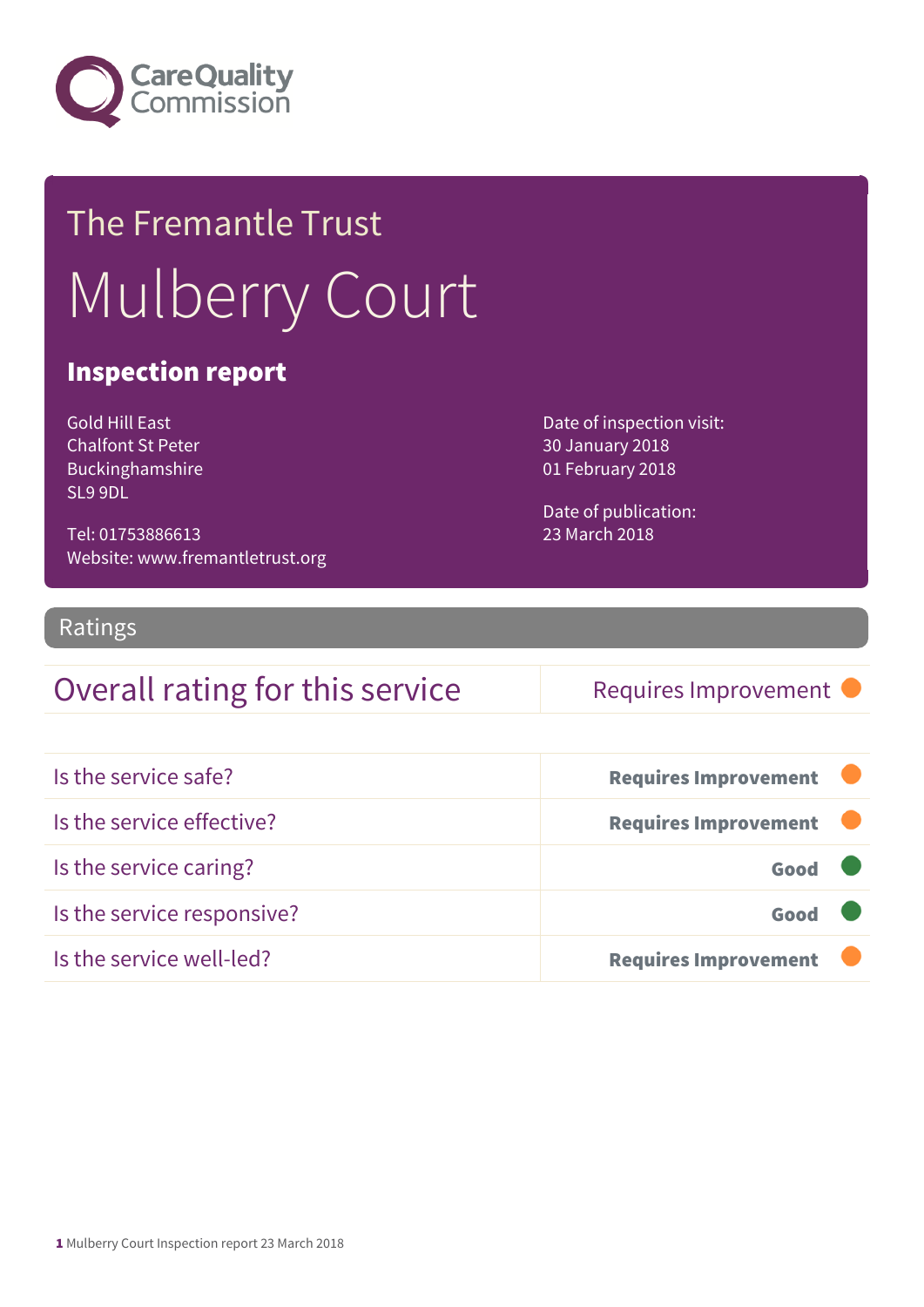# The Fremantle Trust

# Mulberry Court

## Inspection report

Gold Hill East
Chalfont St Peter
Buckinghamshire
SL9 9DL

Tel: 01753886613
Website: www.fremantletrust.org

Date of inspection visit:
30 January 2018
01 February 2018

Date of publication:
23 March 2018

## Ratings

| Overall rating for this service | Requires Improvement |
|---|---|

| | |
|---|---|
| Is the service safe? | **Requires Improvement** |
| Is the service effective? | **Requires Improvement** |
| Is the service caring? | **Good** |
| Is the service responsive? | **Good** |
| Is the service well-led? | **Requires Improvement** |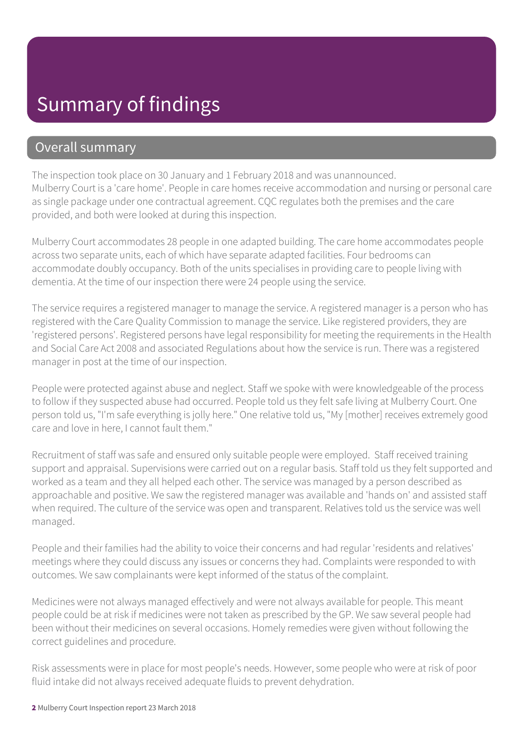# Summary of findings

## Overall summary

The inspection took place on 30 January and 1 February 2018 and was unannounced.
Mulberry Court is a 'care home'. People in care homes receive accommodation and nursing or personal care as single package under one contractual agreement. CQC regulates both the premises and the care provided, and both were looked at during this inspection.

Mulberry Court accommodates 28 people in one adapted building. The care home accommodates people across two separate units, each of which have separate adapted facilities. Four bedrooms can accommodate doubly occupancy. Both of the units specialises in providing care to people living with dementia. At the time of our inspection there were 24 people using the service.

The service requires a registered manager to manage the service. A registered manager is a person who has registered with the Care Quality Commission to manage the service. Like registered providers, they are 'registered persons'. Registered persons have legal responsibility for meeting the requirements in the Health and Social Care Act 2008 and associated Regulations about how the service is run. There was a registered manager in post at the time of our inspection.

People were protected against abuse and neglect. Staff we spoke with were knowledgeable of the process to follow if they suspected abuse had occurred. People told us they felt safe living at Mulberry Court. One person told us, "I'm safe everything is jolly here." One relative told us, "My [mother] receives extremely good care and love in here, I cannot fault them."

Recruitment of staff was safe and ensured only suitable people were employed. Staff received training support and appraisal. Supervisions were carried out on a regular basis. Staff told us they felt supported and worked as a team and they all helped each other. The service was managed by a person described as approachable and positive. We saw the registered manager was available and 'hands on' and assisted staff when required. The culture of the service was open and transparent. Relatives told us the service was well managed.

People and their families had the ability to voice their concerns and had regular 'residents and relatives' meetings where they could discuss any issues or concerns they had. Complaints were responded to with outcomes. We saw complainants were kept informed of the status of the complaint.

Medicines were not always managed effectively and were not always available for people. This meant people could be at risk if medicines were not taken as prescribed by the GP. We saw several people had been without their medicines on several occasions. Homely remedies were given without following the correct guidelines and procedure.

Risk assessments were in place for most people's needs. However, some people who were at risk of poor fluid intake did not always received adequate fluids to prevent dehydration.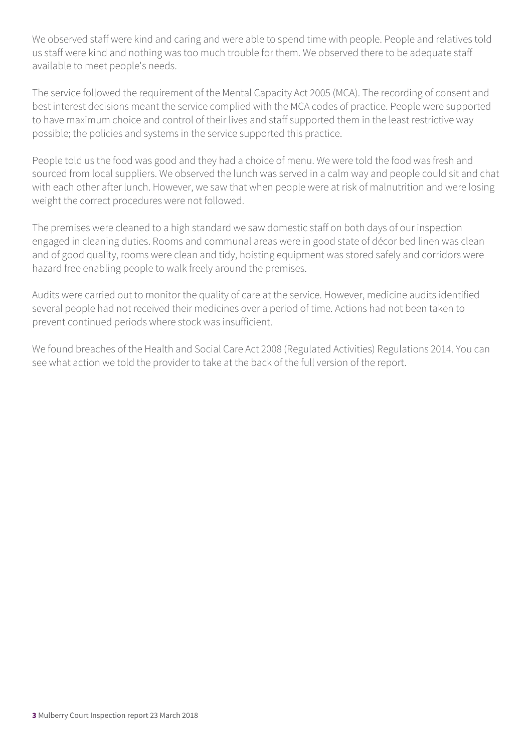We observed staff were kind and caring and were able to spend time with people. People and relatives told us staff were kind and nothing was too much trouble for them. We observed there to be adequate staff available to meet people's needs.

The service followed the requirement of the Mental Capacity Act 2005 (MCA). The recording of consent and best interest decisions meant the service complied with the MCA codes of practice. People were supported to have maximum choice and control of their lives and staff supported them in the least restrictive way possible; the policies and systems in the service supported this practice.

People told us the food was good and they had a choice of menu. We were told the food was fresh and sourced from local suppliers. We observed the lunch was served in a calm way and people could sit and chat with each other after lunch. However, we saw that when people were at risk of malnutrition and were losing weight the correct procedures were not followed.

The premises were cleaned to a high standard we saw domestic staff on both days of our inspection engaged in cleaning duties. Rooms and communal areas were in good state of décor bed linen was clean and of good quality, rooms were clean and tidy, hoisting equipment was stored safely and corridors were hazard free enabling people to walk freely around the premises.

Audits were carried out to monitor the quality of care at the service. However, medicine audits identified several people had not received their medicines over a period of time. Actions had not been taken to prevent continued periods where stock was insufficient.

We found breaches of the Health and Social Care Act 2008 (Regulated Activities) Regulations 2014. You can see what action we told the provider to take at the back of the full version of the report.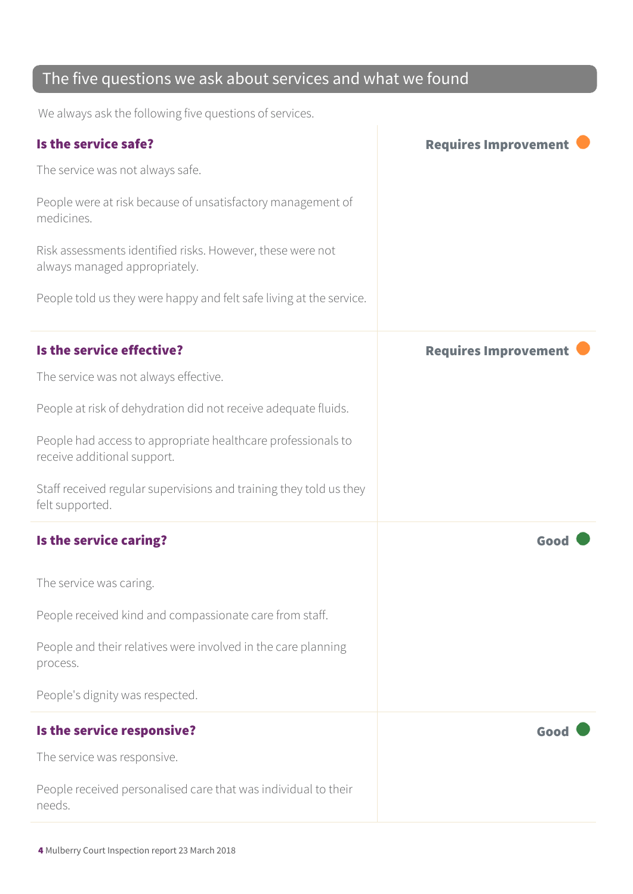## The five questions we ask about services and what we found

We always ask the following five questions of services.

### Is the service safe?

**Requires Improvement**

The service was not always safe.

People were at risk because of unsatisfactory management of medicines.

Risk assessments identified risks. However, these were not always managed appropriately.

People told us they were happy and felt safe living at the service.

### Is the service effective?

**Requires Improvement**

The service was not always effective.

People at risk of dehydration did not receive adequate fluids.

People had access to appropriate healthcare professionals to receive additional support.

Staff received regular supervisions and training they told us they felt supported.

### Is the service caring?

**Good**

The service was caring.

People received kind and compassionate care from staff.

People and their relatives were involved in the care planning process.

People's dignity was respected.

### Is the service responsive?

**Good**

The service was responsive.

People received personalised care that was individual to their needs.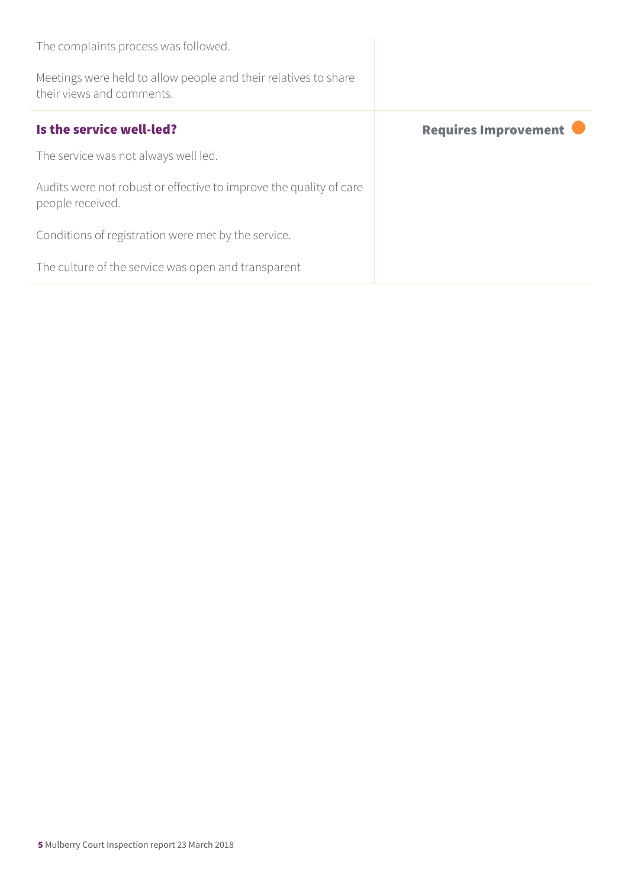The complaints process was followed.

Meetings were held to allow people and their relatives to share their views and comments.

### Is the service well-led?

**Requires Improvement**

The service was not always well led.

Audits were not robust or effective to improve the quality of care people received.

Conditions of registration were met by the service.

The culture of the service was open and transparent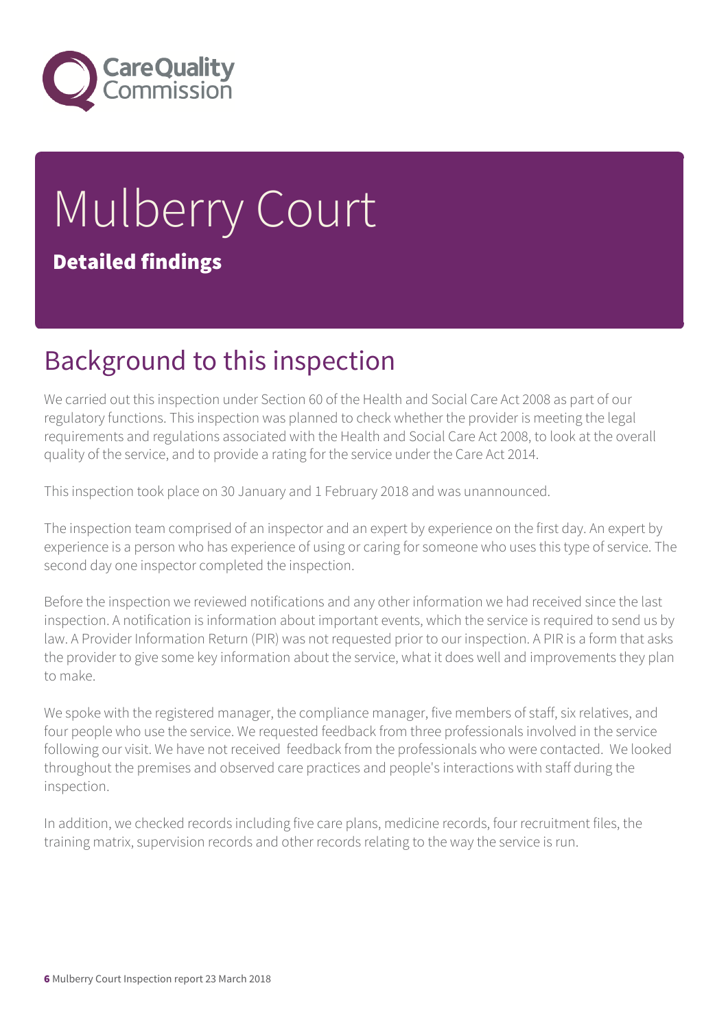# Mulberry Court

**Detailed findings**

## Background to this inspection

We carried out this inspection under Section 60 of the Health and Social Care Act 2008 as part of our regulatory functions. This inspection was planned to check whether the provider is meeting the legal requirements and regulations associated with the Health and Social Care Act 2008, to look at the overall quality of the service, and to provide a rating for the service under the Care Act 2014.

This inspection took place on 30 January and 1 February 2018 and was unannounced.

The inspection team comprised of an inspector and an expert by experience on the first day. An expert by experience is a person who has experience of using or caring for someone who uses this type of service. The second day one inspector completed the inspection.

Before the inspection we reviewed notifications and any other information we had received since the last inspection. A notification is information about important events, which the service is required to send us by law. A Provider Information Return (PIR) was not requested prior to our inspection. A PIR is a form that asks the provider to give some key information about the service, what it does well and improvements they plan to make.

We spoke with the registered manager, the compliance manager, five members of staff, six relatives, and four people who use the service. We requested feedback from three professionals involved in the service following our visit. We have not received feedback from the professionals who were contacted. We looked throughout the premises and observed care practices and people's interactions with staff during the inspection.

In addition, we checked records including five care plans, medicine records, four recruitment files, the training matrix, supervision records and other records relating to the way the service is run.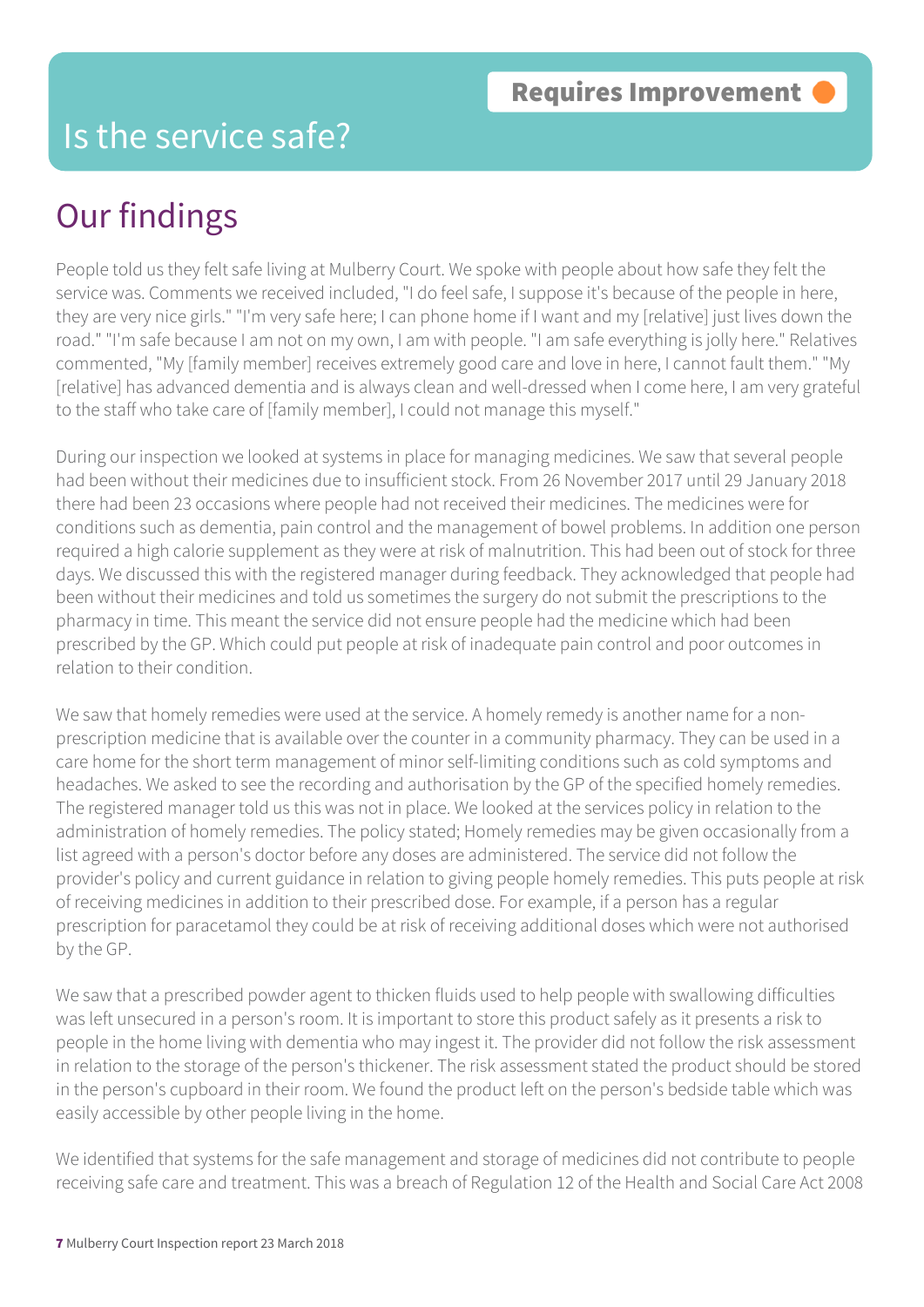# Is the service safe?

**Requires Improvement**

## Our findings

People told us they felt safe living at Mulberry Court. We spoke with people about how safe they felt the service was. Comments we received included, "I do feel safe, I suppose it's because of the people in here, they are very nice girls." "I'm very safe here; I can phone home if I want and my [relative] just lives down the road." "I'm safe because I am not on my own, I am with people. "I am safe everything is jolly here." Relatives commented, "My [family member] receives extremely good care and love in here, I cannot fault them." "My [relative] has advanced dementia and is always clean and well-dressed when I come here, I am very grateful to the staff who take care of [family member], I could not manage this myself."

During our inspection we looked at systems in place for managing medicines. We saw that several people had been without their medicines due to insufficient stock. From 26 November 2017 until 29 January 2018 there had been 23 occasions where people had not received their medicines. The medicines were for conditions such as dementia, pain control and the management of bowel problems. In addition one person required a high calorie supplement as they were at risk of malnutrition. This had been out of stock for three days. We discussed this with the registered manager during feedback. They acknowledged that people had been without their medicines and told us sometimes the surgery do not submit the prescriptions to the pharmacy in time. This meant the service did not ensure people had the medicine which had been prescribed by the GP. Which could put people at risk of inadequate pain control and poor outcomes in relation to their condition.

We saw that homely remedies were used at the service. A homely remedy is another name for a non-prescription medicine that is available over the counter in a community pharmacy. They can be used in a care home for the short term management of minor self-limiting conditions such as cold symptoms and headaches. We asked to see the recording and authorisation by the GP of the specified homely remedies. The registered manager told us this was not in place. We looked at the services policy in relation to the administration of homely remedies. The policy stated; Homely remedies may be given occasionally from a list agreed with a person's doctor before any doses are administered. The service did not follow the provider's policy and current guidance in relation to giving people homely remedies. This puts people at risk of receiving medicines in addition to their prescribed dose. For example, if a person has a regular prescription for paracetamol they could be at risk of receiving additional doses which were not authorised by the GP.

We saw that a prescribed powder agent to thicken fluids used to help people with swallowing difficulties was left unsecured in a person's room. It is important to store this product safely as it presents a risk to people in the home living with dementia who may ingest it. The provider did not follow the risk assessment in relation to the storage of the person's thickener. The risk assessment stated the product should be stored in the person's cupboard in their room. We found the product left on the person's bedside table which was easily accessible by other people living in the home.

We identified that systems for the safe management and storage of medicines did not contribute to people receiving safe care and treatment. This was a breach of Regulation 12 of the Health and Social Care Act 2008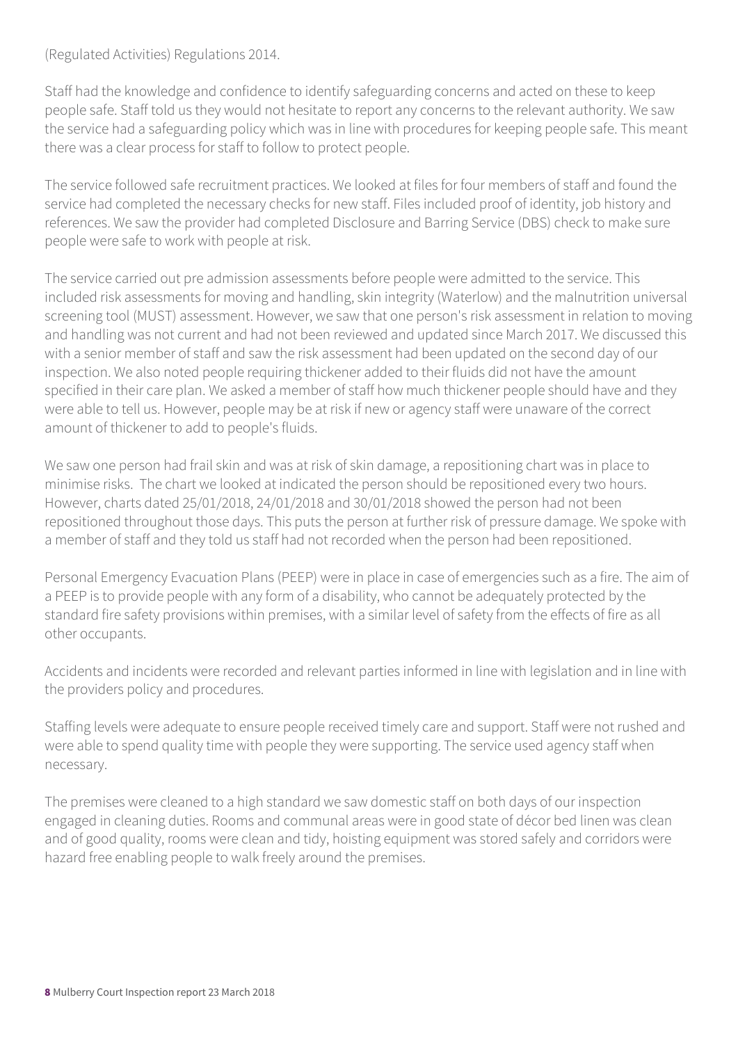(Regulated Activities) Regulations 2014.

Staff had the knowledge and confidence to identify safeguarding concerns and acted on these to keep people safe. Staff told us they would not hesitate to report any concerns to the relevant authority. We saw the service had a safeguarding policy which was in line with procedures for keeping people safe. This meant there was a clear process for staff to follow to protect people.

The service followed safe recruitment practices. We looked at files for four members of staff and found the service had completed the necessary checks for new staff. Files included proof of identity, job history and references. We saw the provider had completed Disclosure and Barring Service (DBS) check to make sure people were safe to work with people at risk.

The service carried out pre admission assessments before people were admitted to the service. This included risk assessments for moving and handling, skin integrity (Waterlow) and the malnutrition universal screening tool (MUST) assessment. However, we saw that one person's risk assessment in relation to moving and handling was not current and had not been reviewed and updated since March 2017. We discussed this with a senior member of staff and saw the risk assessment had been updated on the second day of our inspection. We also noted people requiring thickener added to their fluids did not have the amount specified in their care plan. We asked a member of staff how much thickener people should have and they were able to tell us. However, people may be at risk if new or agency staff were unaware of the correct amount of thickener to add to people's fluids.

We saw one person had frail skin and was at risk of skin damage, a repositioning chart was in place to minimise risks. The chart we looked at indicated the person should be repositioned every two hours. However, charts dated 25/01/2018, 24/01/2018 and 30/01/2018 showed the person had not been repositioned throughout those days. This puts the person at further risk of pressure damage. We spoke with a member of staff and they told us staff had not recorded when the person had been repositioned.

Personal Emergency Evacuation Plans (PEEP) were in place in case of emergencies such as a fire. The aim of a PEEP is to provide people with any form of a disability, who cannot be adequately protected by the standard fire safety provisions within premises, with a similar level of safety from the effects of fire as all other occupants.

Accidents and incidents were recorded and relevant parties informed in line with legislation and in line with the providers policy and procedures.

Staffing levels were adequate to ensure people received timely care and support. Staff were not rushed and were able to spend quality time with people they were supporting. The service used agency staff when necessary.

The premises were cleaned to a high standard we saw domestic staff on both days of our inspection engaged in cleaning duties. Rooms and communal areas were in good state of décor bed linen was clean and of good quality, rooms were clean and tidy, hoisting equipment was stored safely and corridors were hazard free enabling people to walk freely around the premises.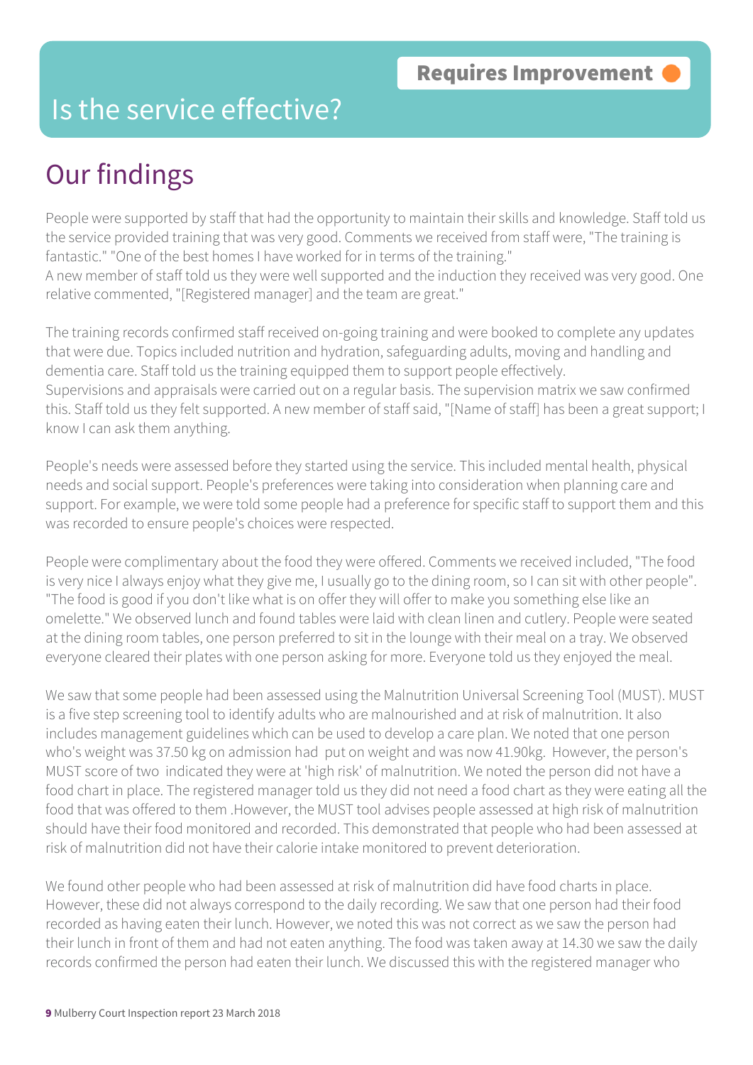Requires Improvement

# Is the service effective?

## Our findings

People were supported by staff that had the opportunity to maintain their skills and knowledge. Staff told us the service provided training that was very good. Comments we received from staff were, "The training is fantastic." "One of the best homes I have worked for in terms of the training."
A new member of staff told us they were well supported and the induction they received was very good. One relative commented, "[Registered manager] and the team are great."

The training records confirmed staff received on-going training and were booked to complete any updates that were due. Topics included nutrition and hydration, safeguarding adults, moving and handling and dementia care. Staff told us the training equipped them to support people effectively.
Supervisions and appraisals were carried out on a regular basis. The supervision matrix we saw confirmed this. Staff told us they felt supported. A new member of staff said, "[Name of staff] has been a great support; I know I can ask them anything.

People's needs were assessed before they started using the service. This included mental health, physical needs and social support. People's preferences were taking into consideration when planning care and support. For example, we were told some people had a preference for specific staff to support them and this was recorded to ensure people's choices were respected.

People were complimentary about the food they were offered. Comments we received included, "The food is very nice I always enjoy what they give me, I usually go to the dining room, so I can sit with other people". "The food is good if you don't like what is on offer they will offer to make you something else like an omelette." We observed lunch and found tables were laid with clean linen and cutlery. People were seated at the dining room tables, one person preferred to sit in the lounge with their meal on a tray. We observed everyone cleared their plates with one person asking for more. Everyone told us they enjoyed the meal.

We saw that some people had been assessed using the Malnutrition Universal Screening Tool (MUST). MUST is a five step screening tool to identify adults who are malnourished and at risk of malnutrition. It also includes management guidelines which can be used to develop a care plan. We noted that one person who's weight was 37.50 kg on admission had put on weight and was now 41.90kg. However, the person's MUST score of two indicated they were at 'high risk' of malnutrition. We noted the person did not have a food chart in place. The registered manager told us they did not need a food chart as they were eating all the food that was offered to them .However, the MUST tool advises people assessed at high risk of malnutrition should have their food monitored and recorded. This demonstrated that people who had been assessed at risk of malnutrition did not have their calorie intake monitored to prevent deterioration.

We found other people who had been assessed at risk of malnutrition did have food charts in place. However, these did not always correspond to the daily recording. We saw that one person had their food recorded as having eaten their lunch. However, we noted this was not correct as we saw the person had their lunch in front of them and had not eaten anything. The food was taken away at 14.30 we saw the daily records confirmed the person had eaten their lunch. We discussed this with the registered manager who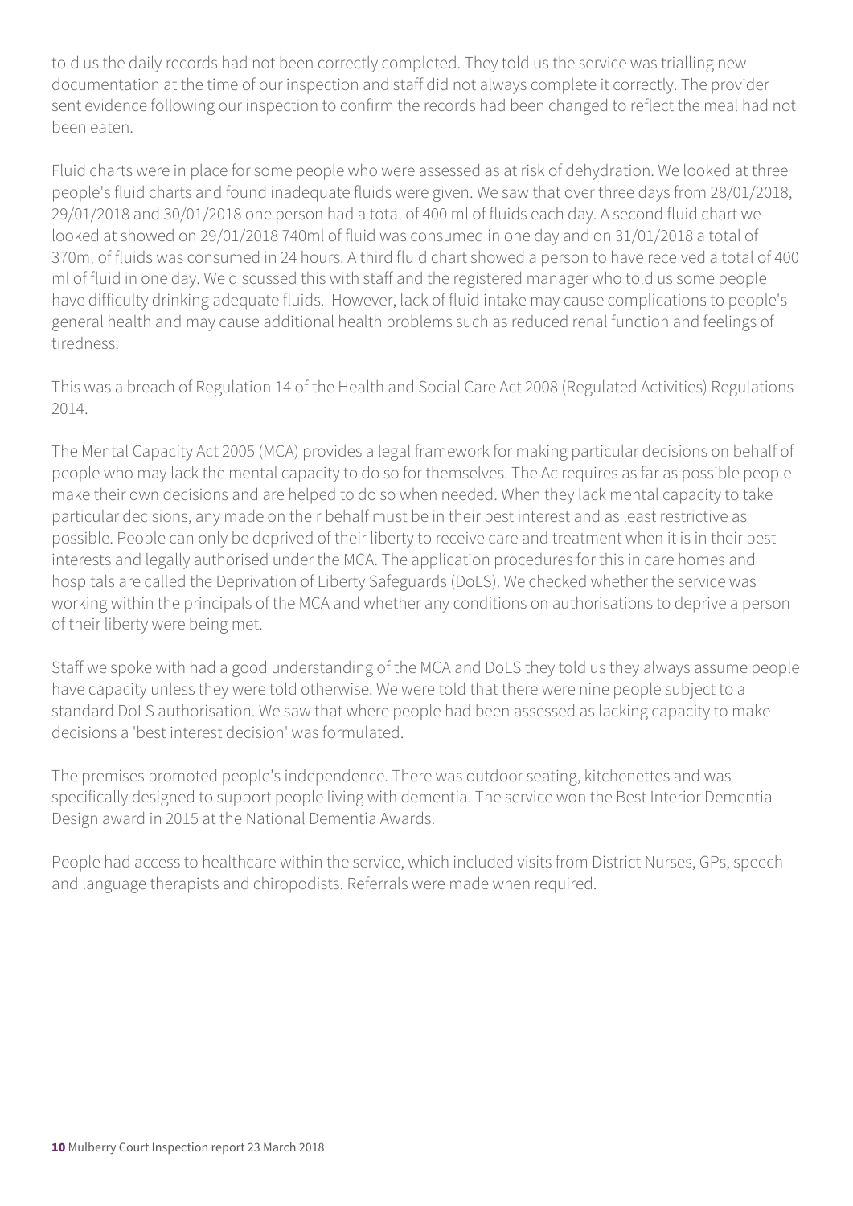told us the daily records had not been correctly completed. They told us the service was trialling new documentation at the time of our inspection and staff did not always complete it correctly. The provider sent evidence following our inspection to confirm the records had been changed to reflect the meal had not been eaten.

Fluid charts were in place for some people who were assessed as at risk of dehydration. We looked at three people's fluid charts and found inadequate fluids were given. We saw that over three days from 28/01/2018, 29/01/2018 and 30/01/2018 one person had a total of 400 ml of fluids each day. A second fluid chart we looked at showed on 29/01/2018 740ml of fluid was consumed in one day and on 31/01/2018 a total of 370ml of fluids was consumed in 24 hours. A third fluid chart showed a person to have received a total of 400 ml of fluid in one day. We discussed this with staff and the registered manager who told us some people have difficulty drinking adequate fluids. However, lack of fluid intake may cause complications to people's general health and may cause additional health problems such as reduced renal function and feelings of tiredness.

This was a breach of Regulation 14 of the Health and Social Care Act 2008 (Regulated Activities) Regulations 2014.

The Mental Capacity Act 2005 (MCA) provides a legal framework for making particular decisions on behalf of people who may lack the mental capacity to do so for themselves. The Ac requires as far as possible people make their own decisions and are helped to do so when needed. When they lack mental capacity to take particular decisions, any made on their behalf must be in their best interest and as least restrictive as possible. People can only be deprived of their liberty to receive care and treatment when it is in their best interests and legally authorised under the MCA. The application procedures for this in care homes and hospitals are called the Deprivation of Liberty Safeguards (DoLS). We checked whether the service was working within the principals of the MCA and whether any conditions on authorisations to deprive a person of their liberty were being met.

Staff we spoke with had a good understanding of the MCA and DoLS they told us they always assume people have capacity unless they were told otherwise. We were told that there were nine people subject to a standard DoLS authorisation. We saw that where people had been assessed as lacking capacity to make decisions a 'best interest decision' was formulated.

The premises promoted people's independence. There was outdoor seating, kitchenettes and was specifically designed to support people living with dementia. The service won the Best Interior Dementia Design award in 2015 at the National Dementia Awards.

People had access to healthcare within the service, which included visits from District Nurses, GPs, speech and language therapists and chiropodists. Referrals were made when required.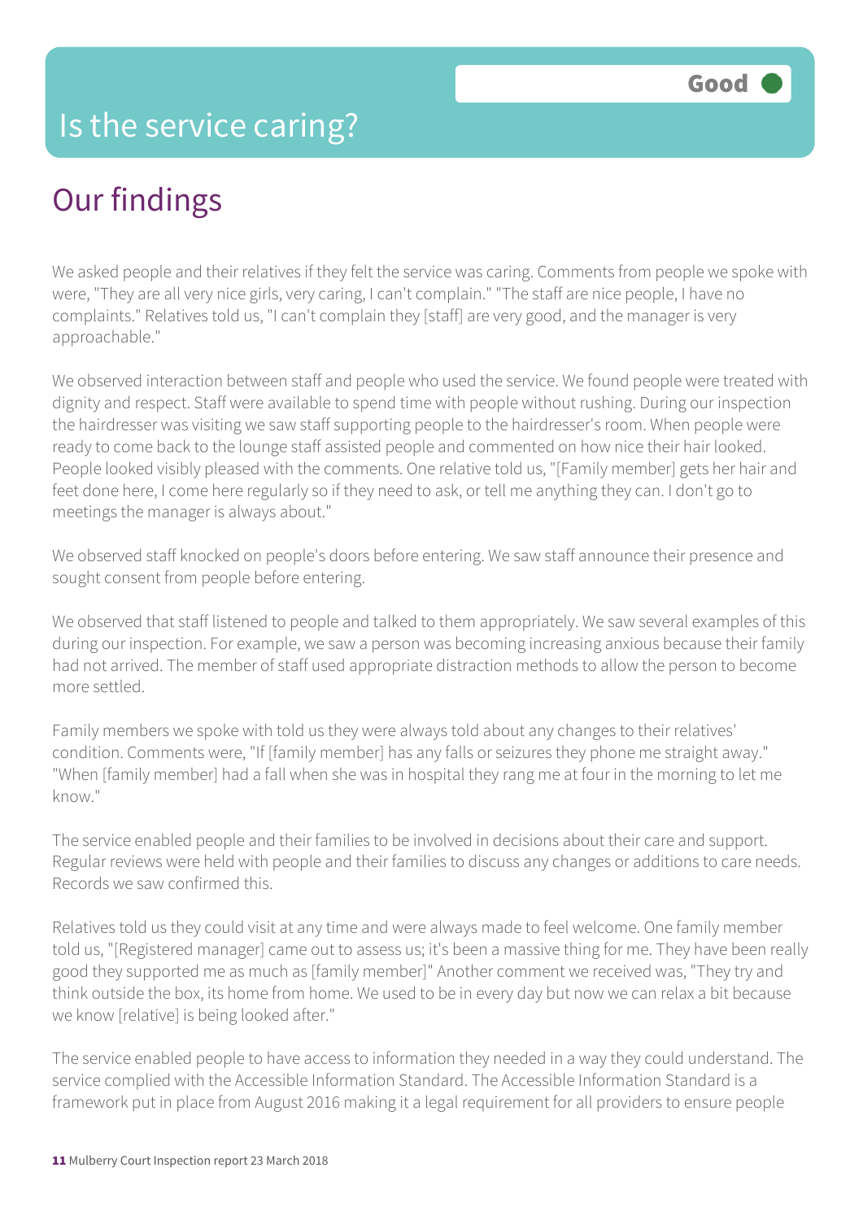Good

# Is the service caring?

## Our findings

We asked people and their relatives if they felt the service was caring. Comments from people we spoke with were, "They are all very nice girls, very caring, I can't complain." "The staff are nice people, I have no complaints." Relatives told us, "I can't complain they [staff] are very good, and the manager is very approachable."

We observed interaction between staff and people who used the service. We found people were treated with dignity and respect. Staff were available to spend time with people without rushing. During our inspection the hairdresser was visiting we saw staff supporting people to the hairdresser's room. When people were ready to come back to the lounge staff assisted people and commented on how nice their hair looked. People looked visibly pleased with the comments. One relative told us, "[Family member] gets her hair and feet done here, I come here regularly so if they need to ask, or tell me anything they can. I don't go to meetings the manager is always about."

We observed staff knocked on people's doors before entering. We saw staff announce their presence and sought consent from people before entering.

We observed that staff listened to people and talked to them appropriately. We saw several examples of this during our inspection. For example, we saw a person was becoming increasing anxious because their family had not arrived. The member of staff used appropriate distraction methods to allow the person to become more settled.

Family members we spoke with told us they were always told about any changes to their relatives' condition. Comments were, "If [family member] has any falls or seizures they phone me straight away." "When [family member] had a fall when she was in hospital they rang me at four in the morning to let me know."

The service enabled people and their families to be involved in decisions about their care and support. Regular reviews were held with people and their families to discuss any changes or additions to care needs. Records we saw confirmed this.

Relatives told us they could visit at any time and were always made to feel welcome. One family member told us, "[Registered manager] came out to assess us; it's been a massive thing for me. They have been really good they supported me as much as [family member]" Another comment we received was, "They try and think outside the box, its home from home. We used to be in every day but now we can relax a bit because we know [relative] is being looked after."

The service enabled people to have access to information they needed in a way they could understand. The service complied with the Accessible Information Standard. The Accessible Information Standard is a framework put in place from August 2016 making it a legal requirement for all providers to ensure people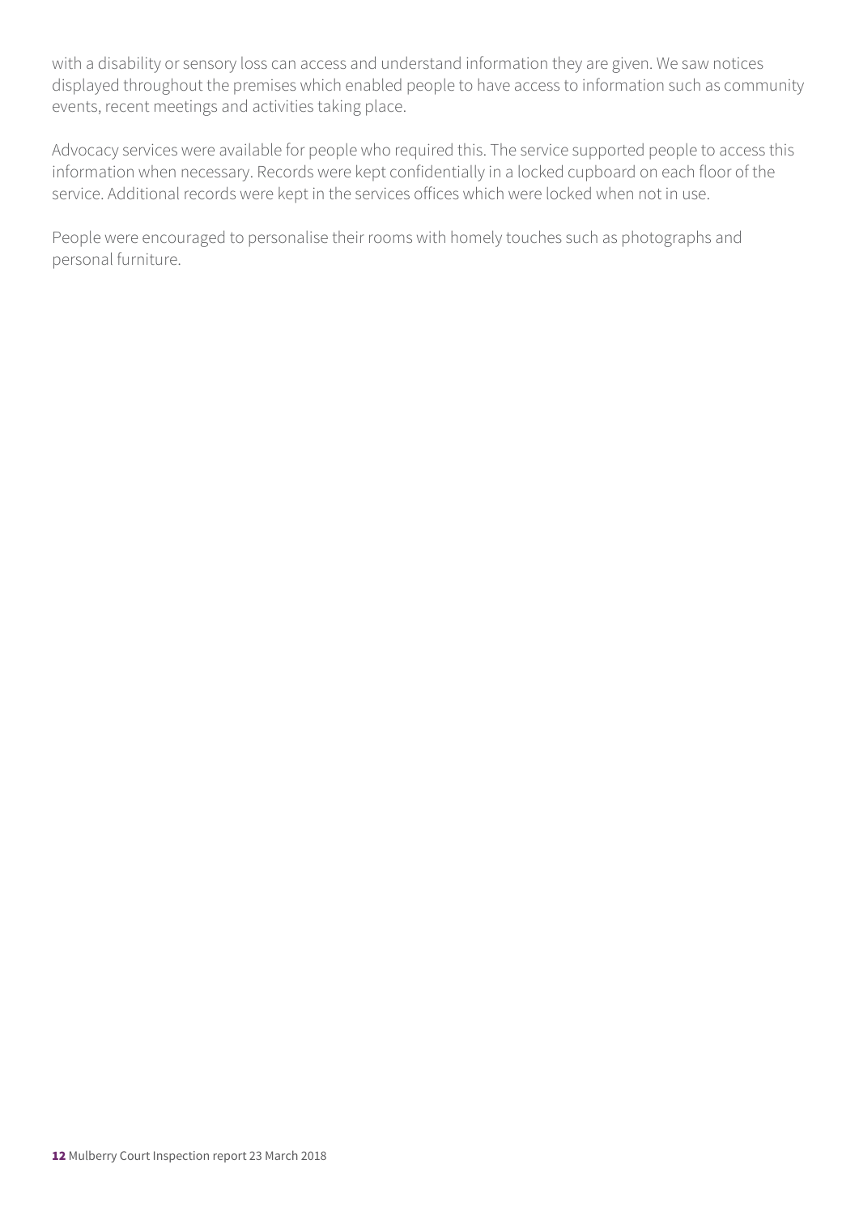with a disability or sensory loss can access and understand information they are given. We saw notices displayed throughout the premises which enabled people to have access to information such as community events, recent meetings and activities taking place.

Advocacy services were available for people who required this. The service supported people to access this information when necessary. Records were kept confidentially in a locked cupboard on each floor of the service. Additional records were kept in the services offices which were locked when not in use.

People were encouraged to personalise their rooms with homely touches such as photographs and personal furniture.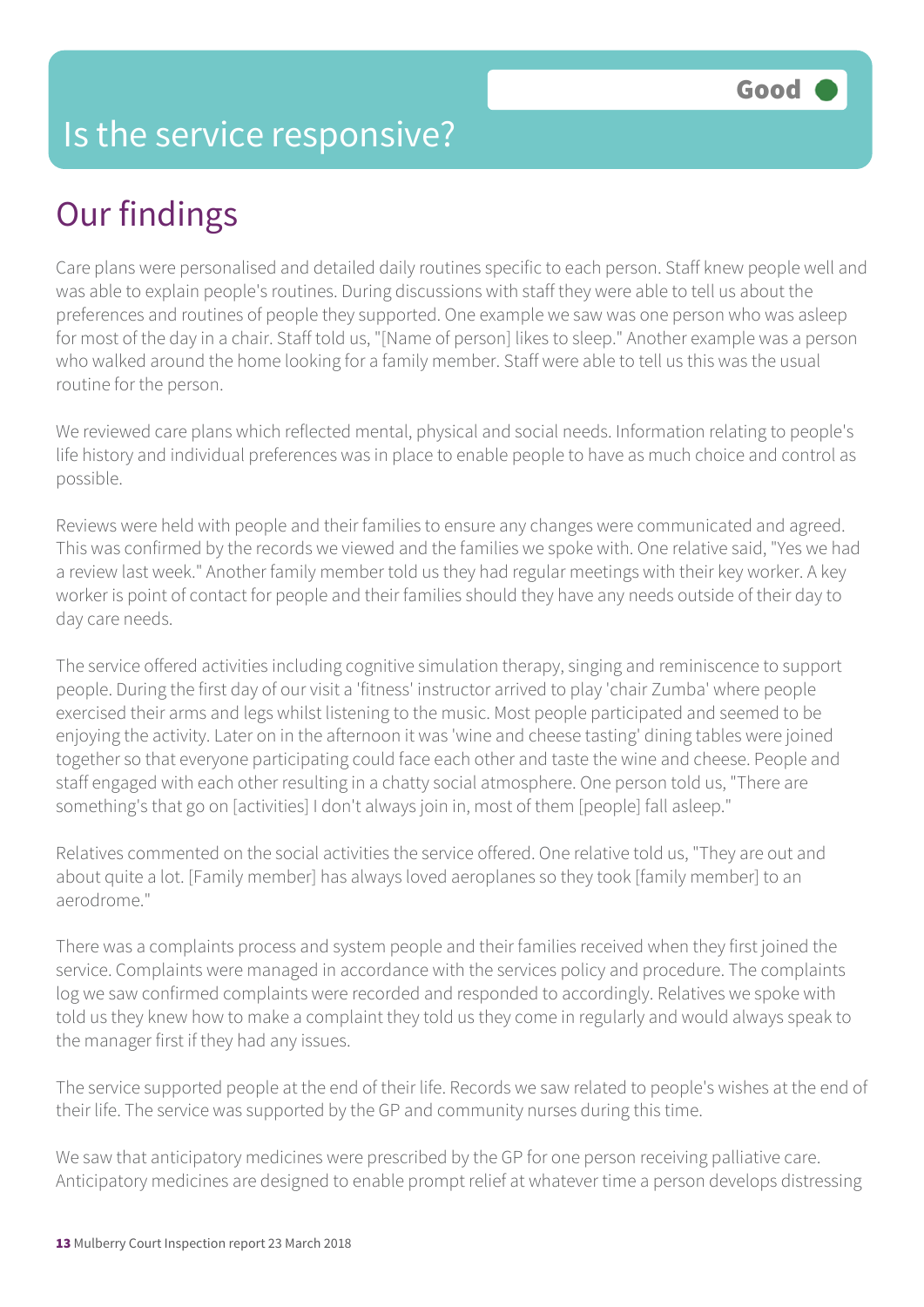# Is the service responsive?

Good

## Our findings

Care plans were personalised and detailed daily routines specific to each person. Staff knew people well and was able to explain people's routines. During discussions with staff they were able to tell us about the preferences and routines of people they supported. One example we saw was one person who was asleep for most of the day in a chair. Staff told us, "[Name of person] likes to sleep." Another example was a person who walked around the home looking for a family member. Staff were able to tell us this was the usual routine for the person.

We reviewed care plans which reflected mental, physical and social needs. Information relating to people's life history and individual preferences was in place to enable people to have as much choice and control as possible.

Reviews were held with people and their families to ensure any changes were communicated and agreed. This was confirmed by the records we viewed and the families we spoke with. One relative said, "Yes we had a review last week." Another family member told us they had regular meetings with their key worker. A key worker is point of contact for people and their families should they have any needs outside of their day to day care needs.

The service offered activities including cognitive simulation therapy, singing and reminiscence to support people. During the first day of our visit a 'fitness' instructor arrived to play 'chair Zumba' where people exercised their arms and legs whilst listening to the music. Most people participated and seemed to be enjoying the activity. Later on in the afternoon it was 'wine and cheese tasting' dining tables were joined together so that everyone participating could face each other and taste the wine and cheese. People and staff engaged with each other resulting in a chatty social atmosphere. One person told us, "There are something's that go on [activities] I don't always join in, most of them [people] fall asleep."

Relatives commented on the social activities the service offered. One relative told us, "They are out and about quite a lot. [Family member] has always loved aeroplanes so they took [family member] to an aerodrome."

There was a complaints process and system people and their families received when they first joined the service. Complaints were managed in accordance with the services policy and procedure. The complaints log we saw confirmed complaints were recorded and responded to accordingly. Relatives we spoke with told us they knew how to make a complaint they told us they come in regularly and would always speak to the manager first if they had any issues.

The service supported people at the end of their life. Records we saw related to people's wishes at the end of their life. The service was supported by the GP and community nurses during this time.

We saw that anticipatory medicines were prescribed by the GP for one person receiving palliative care. Anticipatory medicines are designed to enable prompt relief at whatever time a person develops distressing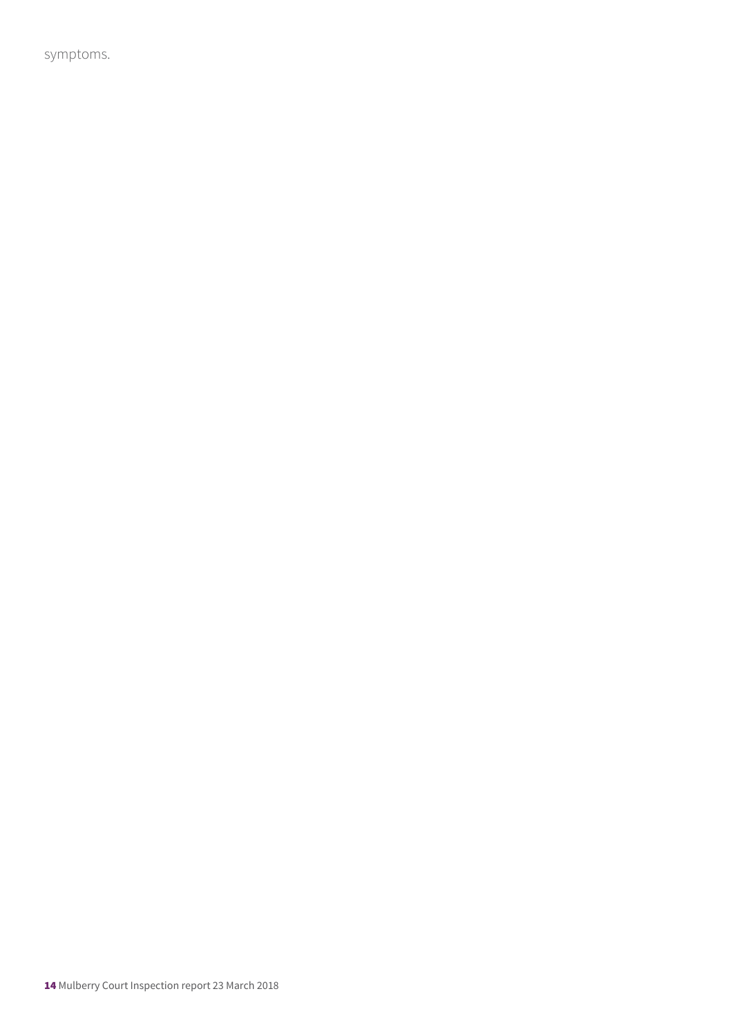symptoms.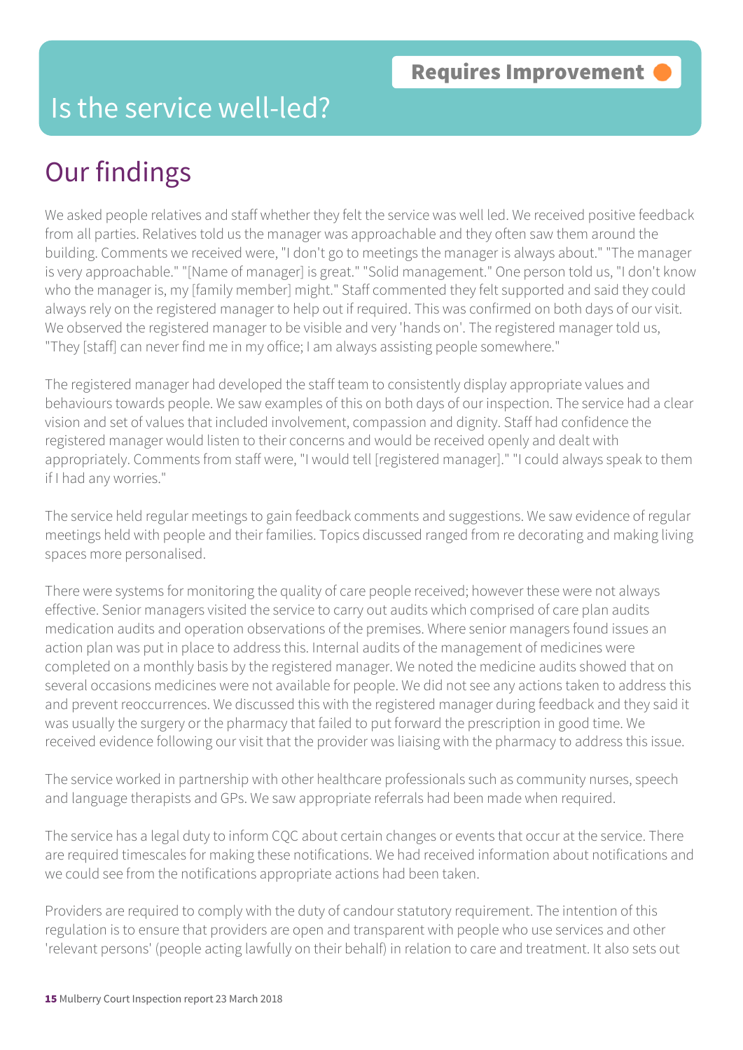# Is the service well-led?

**Requires Improvement**

## Our findings

We asked people relatives and staff whether they felt the service was well led. We received positive feedback from all parties. Relatives told us the manager was approachable and they often saw them around the building. Comments we received were, "I don't go to meetings the manager is always about." "The manager is very approachable." "[Name of manager] is great." "Solid management." One person told us, "I don't know who the manager is, my [family member] might." Staff commented they felt supported and said they could always rely on the registered manager to help out if required. This was confirmed on both days of our visit. We observed the registered manager to be visible and very 'hands on'. The registered manager told us, "They [staff] can never find me in my office; I am always assisting people somewhere."

The registered manager had developed the staff team to consistently display appropriate values and behaviours towards people. We saw examples of this on both days of our inspection. The service had a clear vision and set of values that included involvement, compassion and dignity. Staff had confidence the registered manager would listen to their concerns and would be received openly and dealt with appropriately. Comments from staff were, "I would tell [registered manager]." "I could always speak to them if I had any worries."

The service held regular meetings to gain feedback comments and suggestions. We saw evidence of regular meetings held with people and their families. Topics discussed ranged from re decorating and making living spaces more personalised.

There were systems for monitoring the quality of care people received; however these were not always effective. Senior managers visited the service to carry out audits which comprised of care plan audits medication audits and operation observations of the premises. Where senior managers found issues an action plan was put in place to address this. Internal audits of the management of medicines were completed on a monthly basis by the registered manager. We noted the medicine audits showed that on several occasions medicines were not available for people. We did not see any actions taken to address this and prevent reoccurrences. We discussed this with the registered manager during feedback and they said it was usually the surgery or the pharmacy that failed to put forward the prescription in good time. We received evidence following our visit that the provider was liaising with the pharmacy to address this issue.

The service worked in partnership with other healthcare professionals such as community nurses, speech and language therapists and GPs. We saw appropriate referrals had been made when required.

The service has a legal duty to inform CQC about certain changes or events that occur at the service. There are required timescales for making these notifications. We had received information about notifications and we could see from the notifications appropriate actions had been taken.

Providers are required to comply with the duty of candour statutory requirement. The intention of this regulation is to ensure that providers are open and transparent with people who use services and other 'relevant persons' (people acting lawfully on their behalf) in relation to care and treatment. It also sets out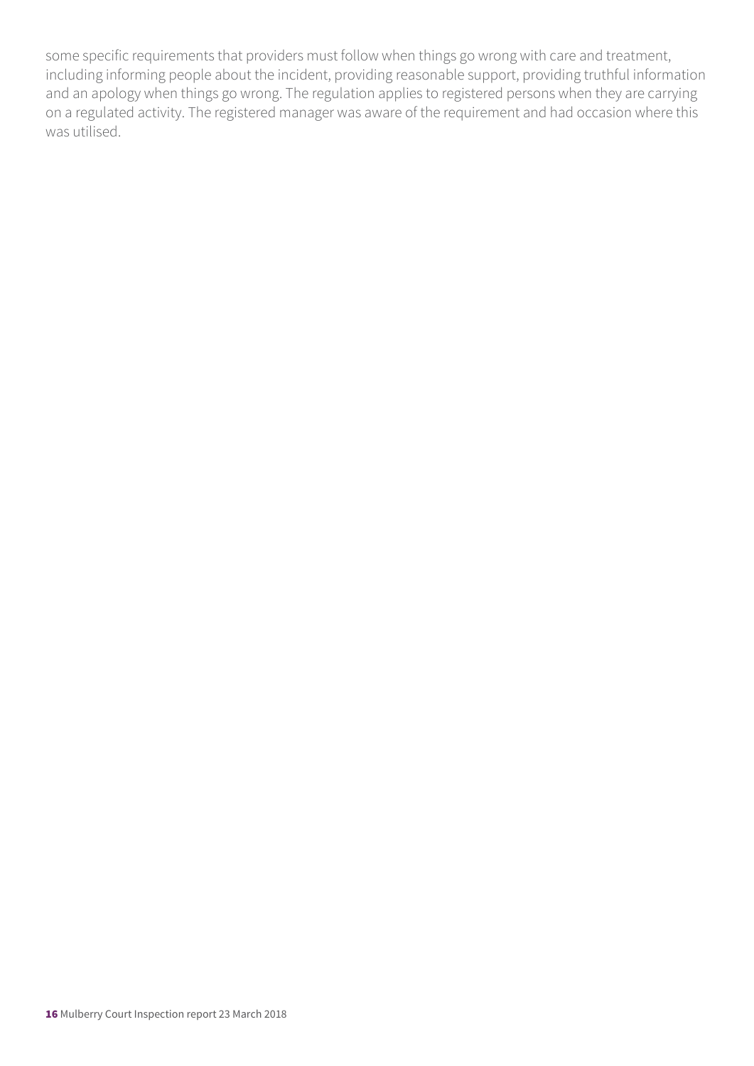some specific requirements that providers must follow when things go wrong with care and treatment, including informing people about the incident, providing reasonable support, providing truthful information and an apology when things go wrong. The regulation applies to registered persons when they are carrying on a regulated activity. The registered manager was aware of the requirement and had occasion where this was utilised.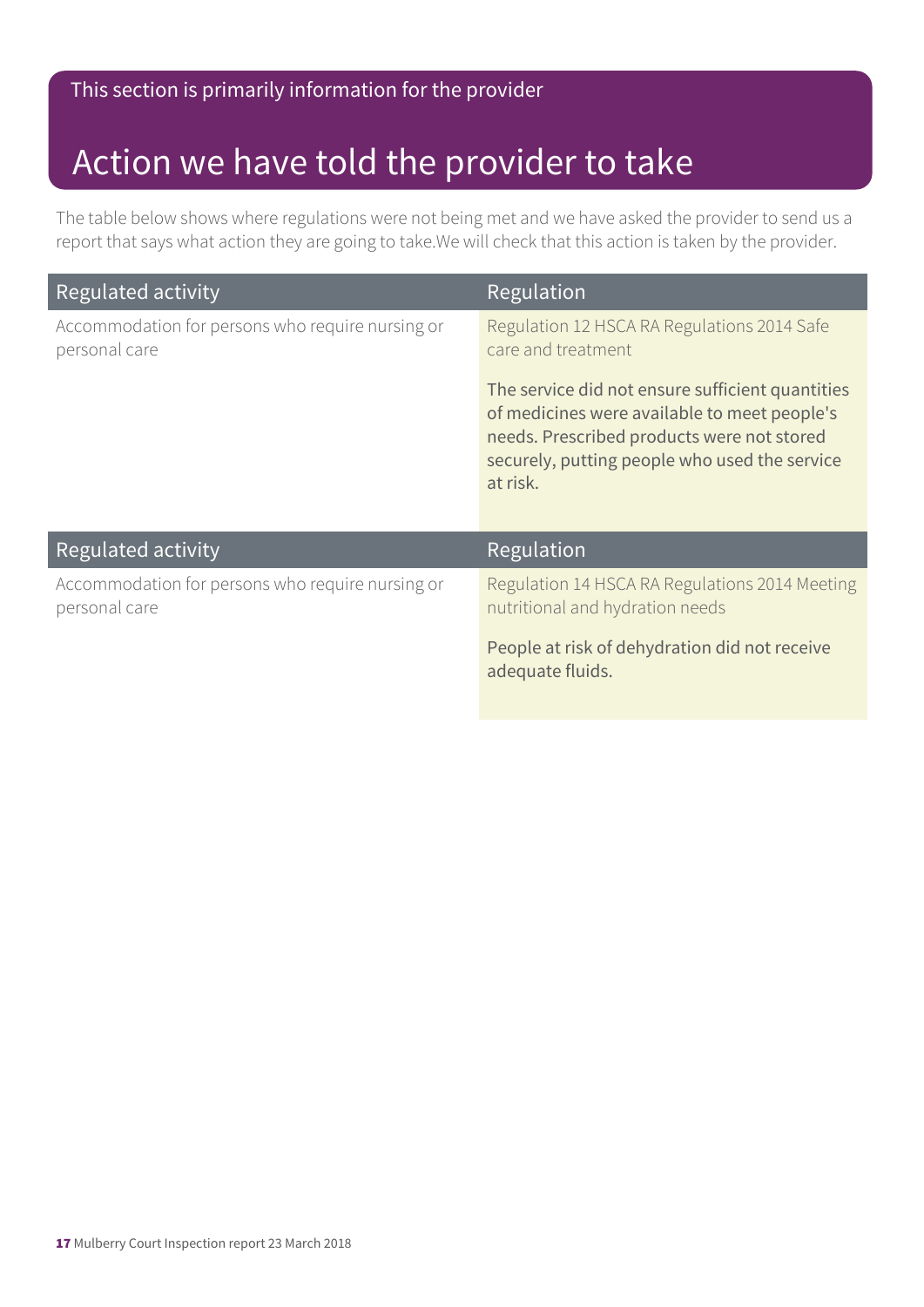This section is primarily information for the provider

# Action we have told the provider to take

The table below shows where regulations were not being met and we have asked the provider to send us a report that says what action they are going to take.We will check that this action is taken by the provider.

| Regulated activity | Regulation |
|---|---|
| Accommodation for persons who require nursing or personal care | Regulation 12 HSCA RA Regulations 2014 Safe care and treatment<br><br>The service did not ensure sufficient quantities of medicines were available to meet people's needs. Prescribed products were not stored securely, putting people who used the service at risk. |

| Regulated activity | Regulation |
|---|---|
| Accommodation for persons who require nursing or personal care | Regulation 14 HSCA RA Regulations 2014 Meeting nutritional and hydration needs<br><br>People at risk of dehydration did not receive adequate fluids. |